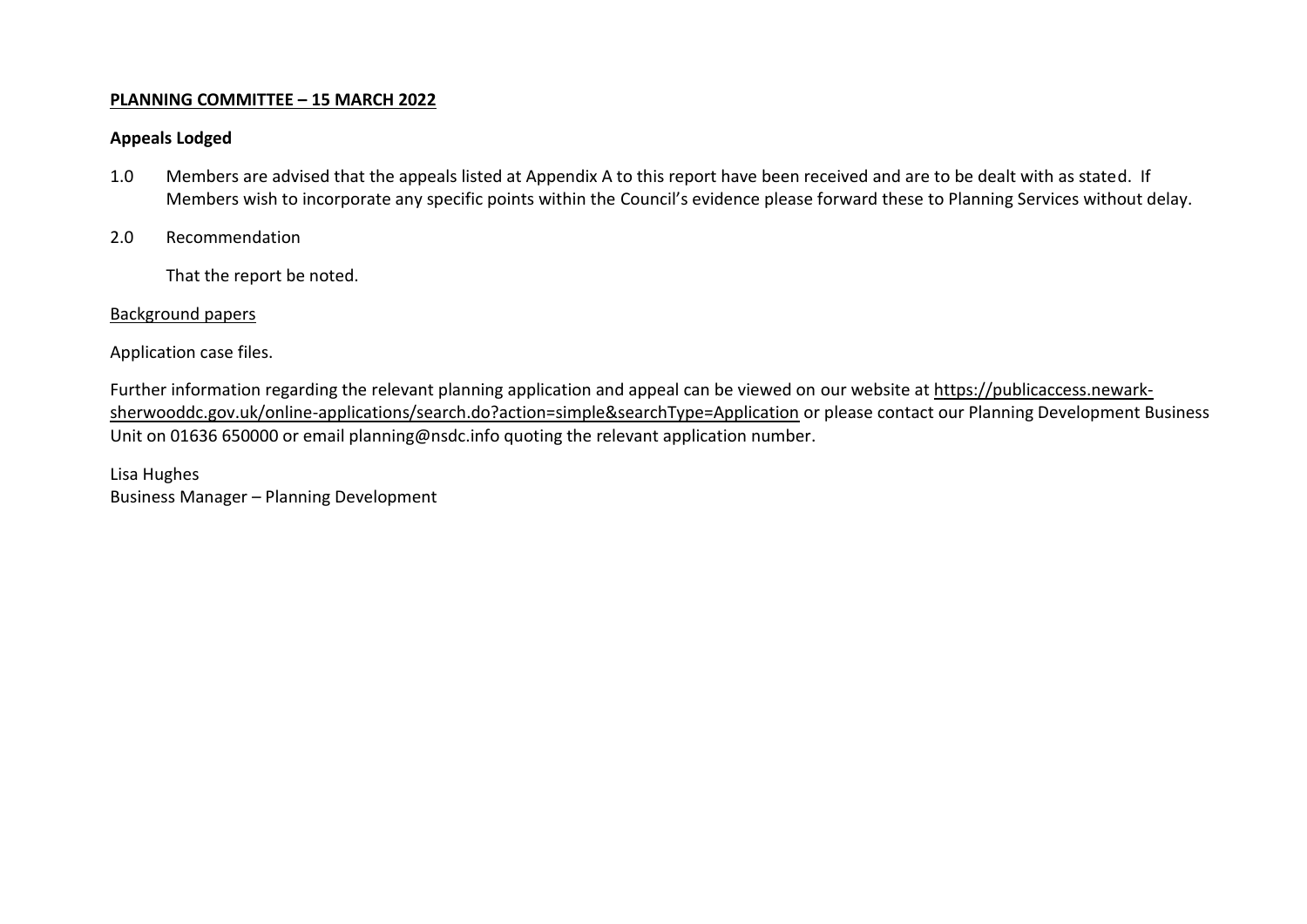**PLANNING COMMITTEE – 15 MARCH 2022**

**Appeals Lodged**

1.0 Members are advised that the appeals listed at Appendix A to this report have been received and are to be dealt with as stated. If Members wish to incorporate any specific points within the Council's evidence please forward these to Planning Services without delay.

2.0 Recommendation

That the report be noted.

Background papers

Application case files.

Further information regarding the relevant planning application and appeal can be viewed on our website at https://publicaccess.newark-sherwooddc.gov.uk/online-applications/search.do?action=simple&searchType=Application or please contact our Planning Development Business Unit on 01636 650000 or email planning@nsdc.info quoting the relevant application number.

Lisa Hughes
Business Manager – Planning Development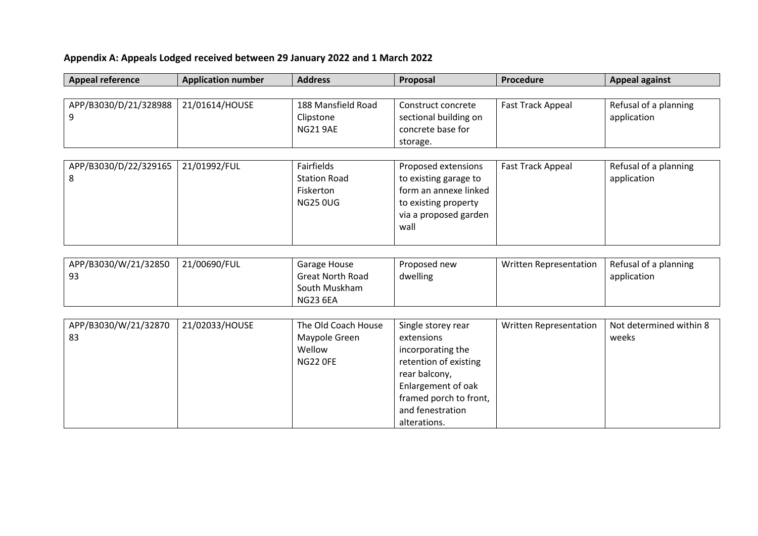**Appendix A: Appeals Lodged received between 29 January 2022 and 1 March 2022**

| Appeal reference | Application number | Address | Proposal | Procedure | Appeal against |
|---|---|---|---|---|---|
| APP/B3030/D/21/3289889 | 21/01614/HOUSE | 188 Mansfield Road Clipstone NG21 9AE | Construct concrete sectional building on concrete base for storage. | Fast Track Appeal | Refusal of a planning application |
| APP/B3030/D/22/3291658 | 21/01992/FUL | Fairfields Station Road Fiskerton NG25 0UG | Proposed extensions to existing garage to form an annexe linked to existing property via a proposed garden wall | Fast Track Appeal | Refusal of a planning application |
| APP/B3030/W/21/3285093 | 21/00690/FUL | Garage House Great North Road South Muskham NG23 6EA | Proposed new dwelling | Written Representation | Refusal of a planning application |
| APP/B3030/W/21/3287083 | 21/02033/HOUSE | The Old Coach House Maypole Green Wellow NG22 0FE | Single storey rear extensions incorporating the retention of existing rear balcony, Enlargement of oak framed porch to front, and fenestration alterations. | Written Representation | Not determined within 8 weeks |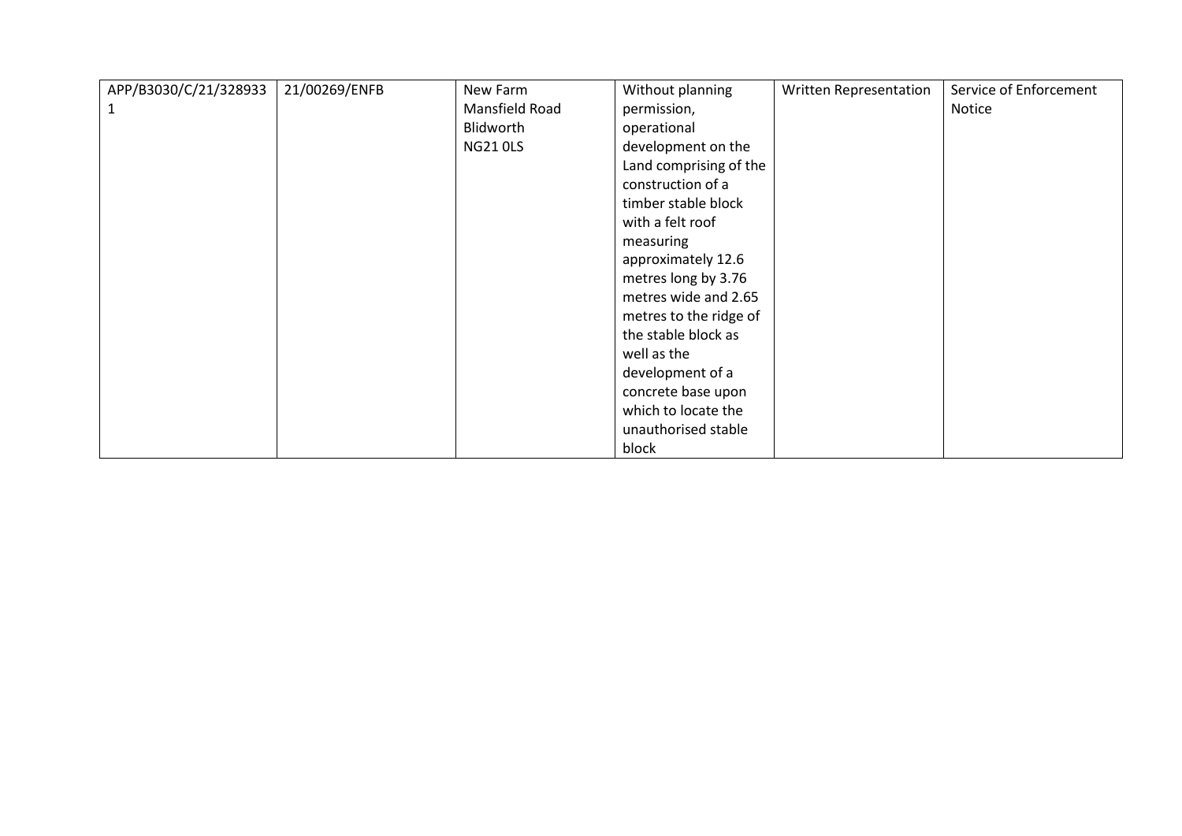| | | | | | |
|---|---|---|---|---|---|
| APP/B3030/C/21/3289331 | 21/00269/ENFB | New Farm Mansfield Road Blidworth NG21 0LS | Without planning permission, operational development on the Land comprising of the construction of a timber stable block with a felt roof measuring approximately 12.6 metres long by 3.76 metres wide and 2.65 metres to the ridge of the stable block as well as the development of a concrete base upon which to locate the unauthorised stable block | Written Representation | Service of Enforcement Notice |